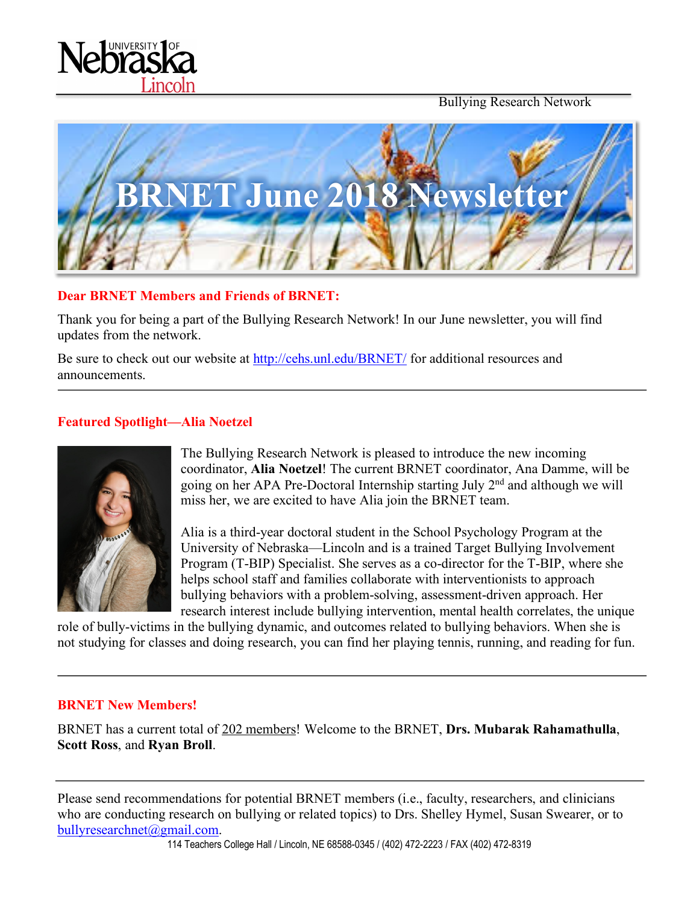Bullying Research Network

# BRNET June 2018 Newsletter

**Dear BRNET Members and Friends of BRNET:**

Thank you for being a part of the Bullying Research Network! In our June newsletter, you will find updates from the network.

Be sure to check out our website at http://cehs.unl.edu/BRNET/ for additional resources and announcements.

---

## Featured Spotlight—Alia Noetzel

The Bullying Research Network is pleased to introduce the new incoming coordinator, **Alia Noetzel**! The current BRNET coordinator, Ana Damme, will be going on her APA Pre-Doctoral Internship starting July 2nd and although we will miss her, we are excited to have Alia join the BRNET team.

Alia is a third-year doctoral student in the School Psychology Program at the University of Nebraska—Lincoln and is a trained Target Bullying Involvement Program (T-BIP) Specialist. She serves as a co-director for the T-BIP, where she helps school staff and families collaborate with interventionists to approach bullying behaviors with a problem-solving, assessment-driven approach. Her research interest include bullying intervention, mental health correlates, the unique role of bully-victims in the bullying dynamic, and outcomes related to bullying behaviors. When she is not studying for classes and doing research, you can find her playing tennis, running, and reading for fun.

---

## BRNET New Members!

BRNET has a current total of 202 members! Welcome to the BRNET, **Drs. Mubarak Rahamathulla**, **Scott Ross**, and **Ryan Broll**.

---

Please send recommendations for potential BRNET members (i.e., faculty, researchers, and clinicians who are conducting research on bullying or related topics) to Drs. Shelley Hymel, Susan Swearer, or to bullyresearchnet@gmail.com.

114 Teachers College Hall / Lincoln, NE 68588-0345 / (402) 472-2223 / FAX (402) 472-8319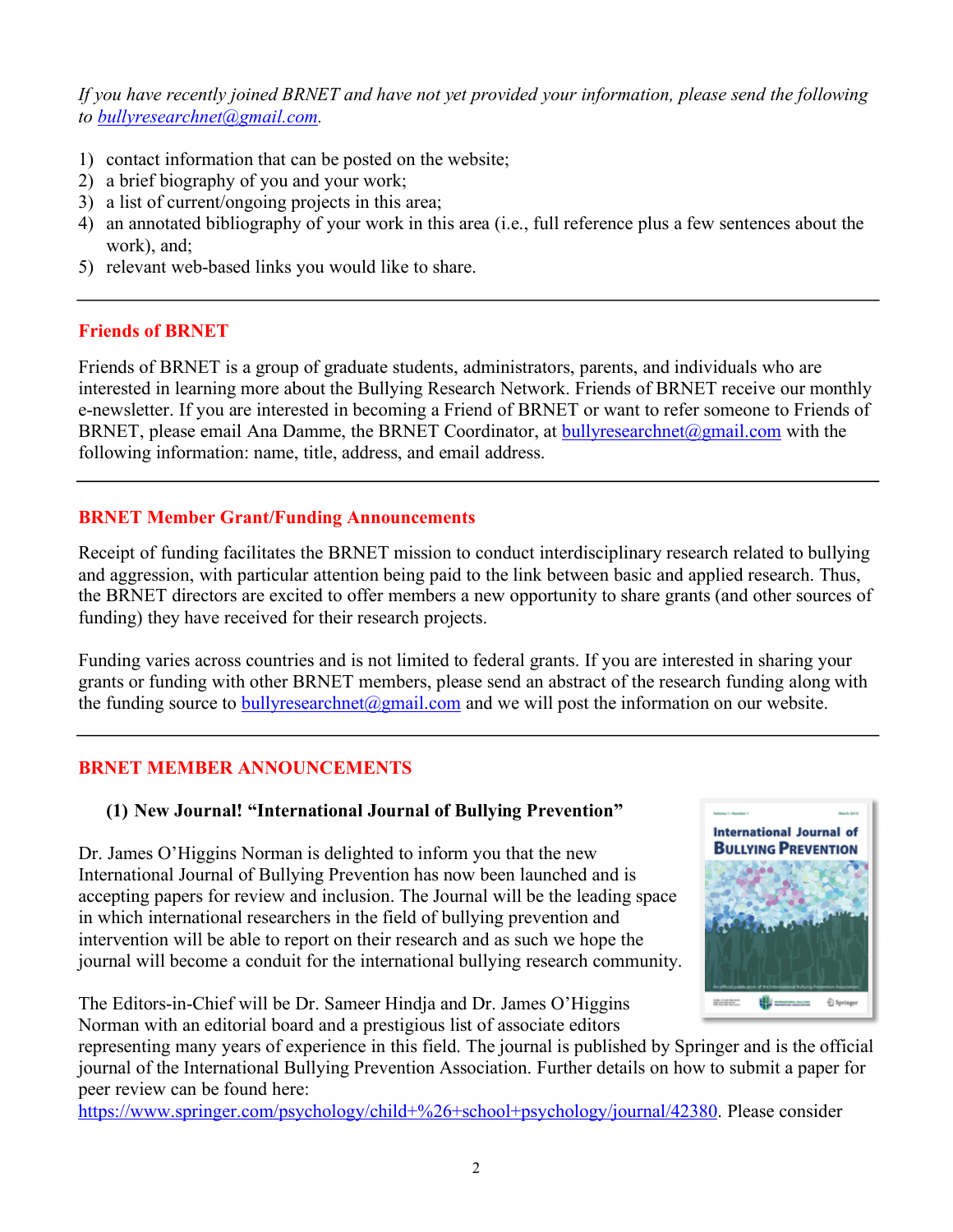*If you have recently joined BRNET and have not yet provided your information, please send the following to [bullyresearchnet@gmail.com](mailto:bullyresearchnet@gmail.com).*

1) contact information that can be posted on the website;
2) a brief biography of you and your work;
3) a list of current/ongoing projects in this area;
4) an annotated bibliography of your work in this area (i.e., full reference plus a few sentences about the work), and;
5) relevant web-based links you would like to share.

---

## Friends of BRNET

Friends of BRNET is a group of graduate students, administrators, parents, and individuals who are interested in learning more about the Bullying Research Network. Friends of BRNET receive our monthly e-newsletter. If you are interested in becoming a Friend of BRNET or want to refer someone to Friends of BRNET, please email Ana Damme, the BRNET Coordinator, at [bullyresearchnet@gmail.com](mailto:bullyresearchnet@gmail.com) with the following information: name, title, address, and email address.

---

## BRNET Member Grant/Funding Announcements

Receipt of funding facilitates the BRNET mission to conduct interdisciplinary research related to bullying and aggression, with particular attention being paid to the link between basic and applied research. Thus, the BRNET directors are excited to offer members a new opportunity to share grants (and other sources of funding) they have received for their research projects.

Funding varies across countries and is not limited to federal grants. If you are interested in sharing your grants or funding with other BRNET members, please send an abstract of the research funding along with the funding source to [bullyresearchnet@gmail.com](mailto:bullyresearchnet@gmail.com) and we will post the information on our website.

---

## BRNET MEMBER ANNOUNCEMENTS

### (1) New Journal! "International Journal of Bullying Prevention"

Dr. James O'Higgins Norman is delighted to inform you that the new International Journal of Bullying Prevention has now been launched and is accepting papers for review and inclusion. The Journal will be the leading space in which international researchers in the field of bullying prevention and intervention will be able to report on their research and as such we hope the journal will become a conduit for the international bullying research community.

The Editors-in-Chief will be Dr. Sameer Hindja and Dr. James O'Higgins Norman with an editorial board and a prestigious list of associate editors representing many years of experience in this field. The journal is published by Springer and is the official journal of the International Bullying Prevention Association. Further details on how to submit a paper for peer review can be found here: [https://www.springer.com/psychology/child+%26+school+psychology/journal/42380](https://www.springer.com/psychology/child+%26+school+psychology/journal/42380). Please consider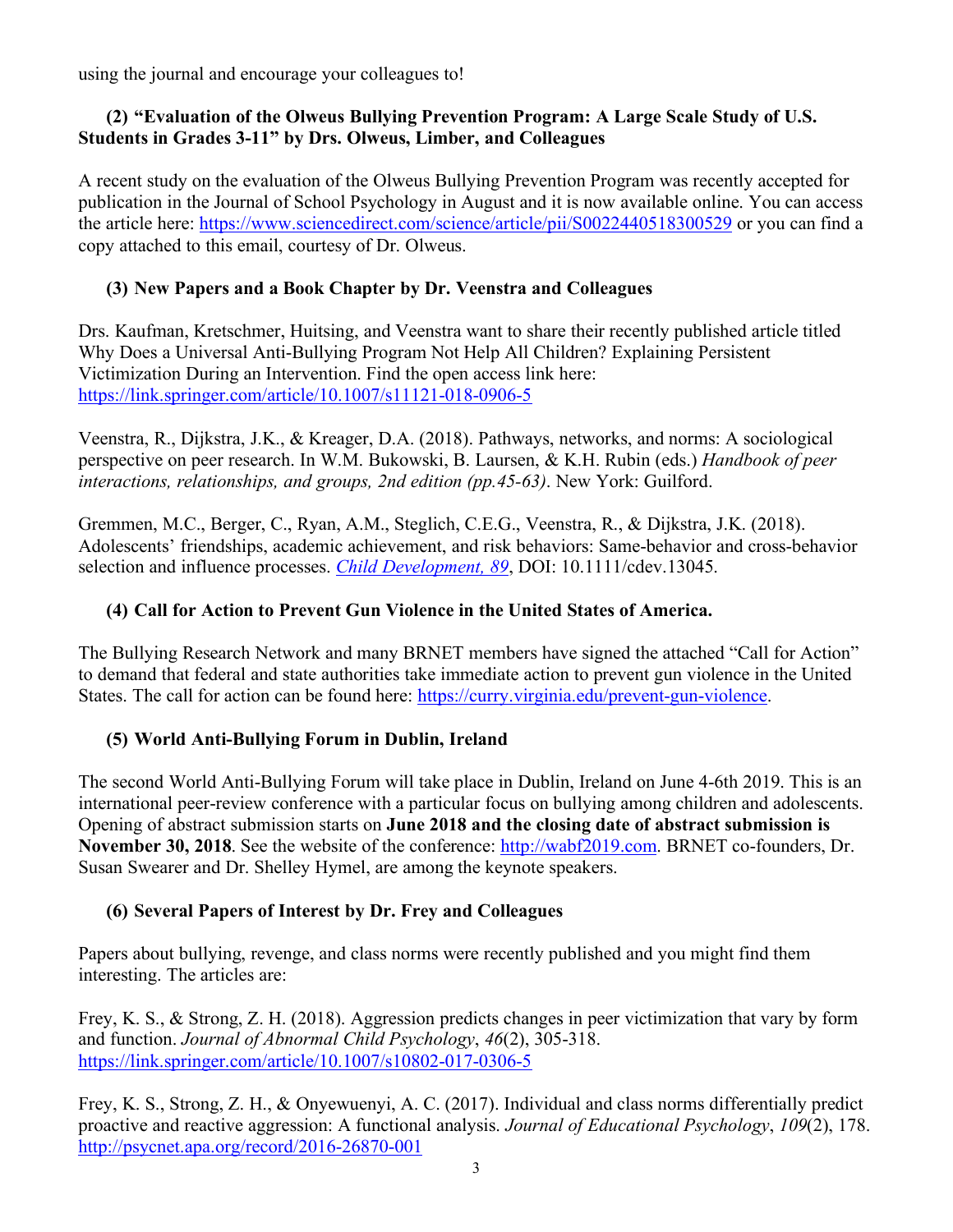using the journal and encourage your colleagues to!

### (2) "Evaluation of the Olweus Bullying Prevention Program: A Large Scale Study of U.S. Students in Grades 3-11" by Drs. Olweus, Limber, and Colleagues

A recent study on the evaluation of the Olweus Bullying Prevention Program was recently accepted for publication in the Journal of School Psychology in August and it is now available online. You can access the article here: https://www.sciencedirect.com/science/article/pii/S0022440518300529 or you can find a copy attached to this email, courtesy of Dr. Olweus.

### (3) New Papers and a Book Chapter by Dr. Veenstra and Colleagues

Drs. Kaufman, Kretschmer, Huitsing, and Veenstra want to share their recently published article titled Why Does a Universal Anti-Bullying Program Not Help All Children? Explaining Persistent Victimization During an Intervention. Find the open access link here: https://link.springer.com/article/10.1007/s11121-018-0906-5

Veenstra, R., Dijkstra, J.K., & Kreager, D.A. (2018). Pathways, networks, and norms: A sociological perspective on peer research. In W.M. Bukowski, B. Laursen, & K.H. Rubin (eds.) *Handbook of peer interactions, relationships, and groups, 2nd edition (pp.45-63)*. New York: Guilford.

Gremmen, M.C., Berger, C., Ryan, A.M., Steglich, C.E.G., Veenstra, R., & Dijkstra, J.K. (2018). Adolescents' friendships, academic achievement, and risk behaviors: Same-behavior and cross-behavior selection and influence processes. *Child Development, 89*, DOI: 10.1111/cdev.13045.

### (4) Call for Action to Prevent Gun Violence in the United States of America.

The Bullying Research Network and many BRNET members have signed the attached "Call for Action" to demand that federal and state authorities take immediate action to prevent gun violence in the United States. The call for action can be found here: https://curry.virginia.edu/prevent-gun-violence.

### (5) World Anti-Bullying Forum in Dublin, Ireland

The second World Anti-Bullying Forum will take place in Dublin, Ireland on June 4-6th 2019. This is an international peer-review conference with a particular focus on bullying among children and adolescents. Opening of abstract submission starts on **June 2018 and the closing date of abstract submission is November 30, 2018**. See the website of the conference: http://wabf2019.com. BRNET co-founders, Dr. Susan Swearer and Dr. Shelley Hymel, are among the keynote speakers.

### (6) Several Papers of Interest by Dr. Frey and Colleagues

Papers about bullying, revenge, and class norms were recently published and you might find them interesting. The articles are:

Frey, K. S., & Strong, Z. H. (2018). Aggression predicts changes in peer victimization that vary by form and function. *Journal of Abnormal Child Psychology*, *46*(2), 305-318. https://link.springer.com/article/10.1007/s10802-017-0306-5

Frey, K. S., Strong, Z. H., & Onyewuenyi, A. C. (2017). Individual and class norms differentially predict proactive and reactive aggression: A functional analysis. *Journal of Educational Psychology*, *109*(2), 178. http://psycnet.apa.org/record/2016-26870-001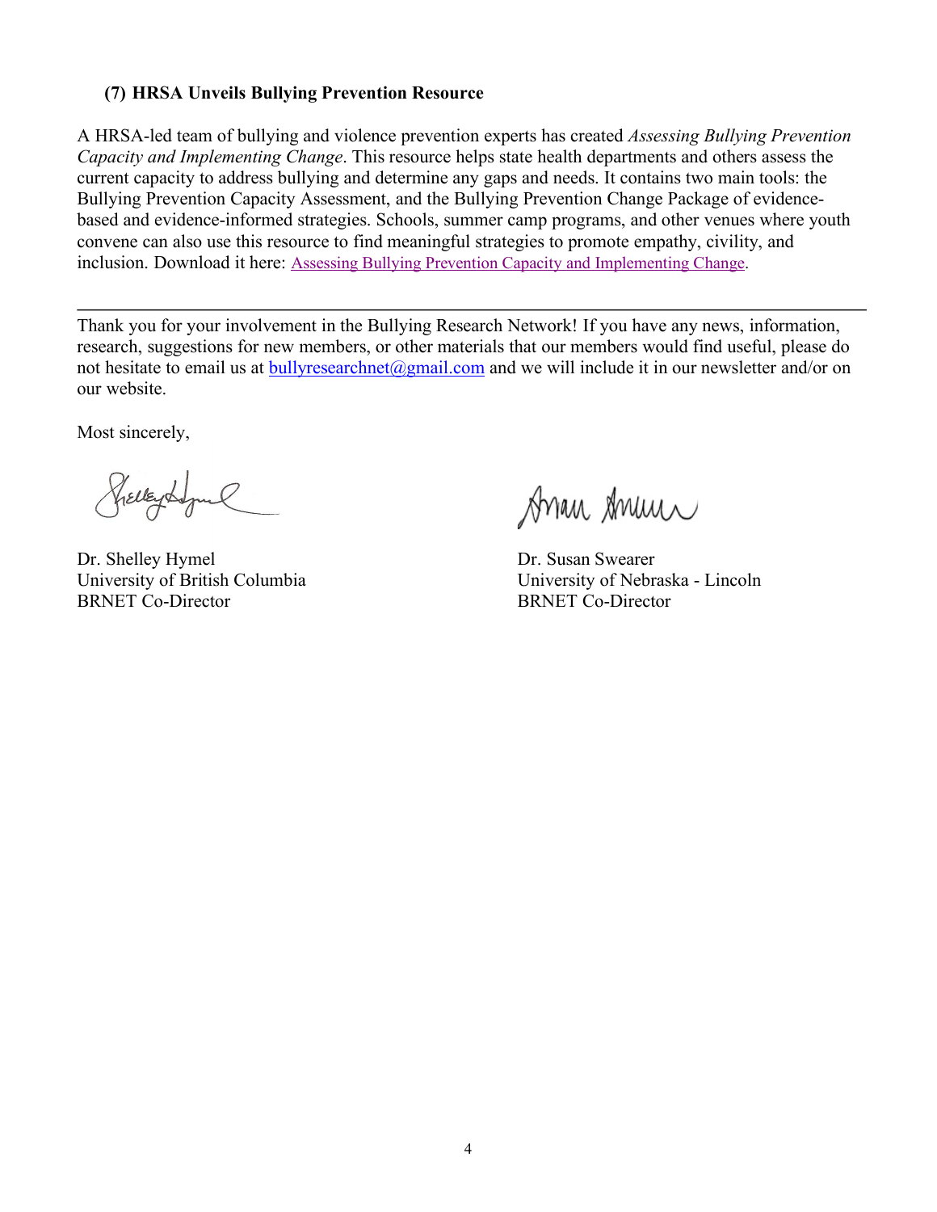### (7) HRSA Unveils Bullying Prevention Resource

A HRSA-led team of bullying and violence prevention experts has created *Assessing Bullying Prevention Capacity and Implementing Change*. This resource helps state health departments and others assess the current capacity to address bullying and determine any gaps and needs. It contains two main tools: the Bullying Prevention Capacity Assessment, and the Bullying Prevention Change Package of evidence-based and evidence-informed strategies. Schools, summer camp programs, and other venues where youth convene can also use this resource to find meaningful strategies to promote empathy, civility, and inclusion. Download it here: Assessing Bullying Prevention Capacity and Implementing Change.

---

Thank you for your involvement in the Bullying Research Network! If you have any news, information, research, suggestions for new members, or other materials that our members would find useful, please do not hesitate to email us at bullyresearchnet@gmail.com and we will include it in our newsletter and/or on our website.

Most sincerely,

Dr. Shelley Hymel
University of British Columbia
BRNET Co-Director

Dr. Susan Swearer
University of Nebraska - Lincoln
BRNET Co-Director